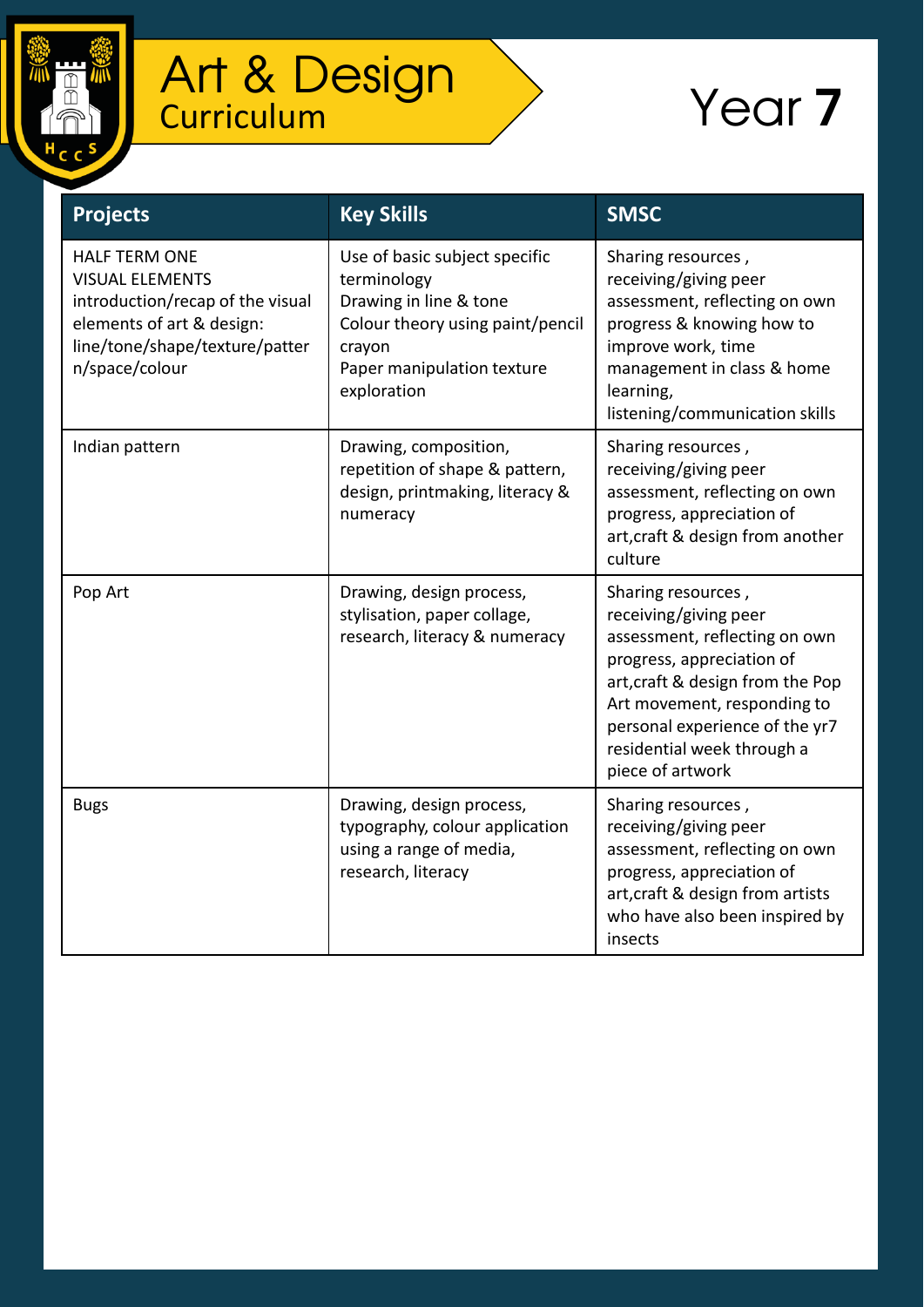# Art & Design Curriculum

## Year **7**

| Projects | Key Skills | SMSC |
|---|---|---|
| HALF TERM ONE<br>VISUAL ELEMENTS<br>introduction/recap of the visual elements of art & design: line/tone/shape/texture/pattern/space/colour | Use of basic subject specific terminology<br>Drawing in line & tone<br>Colour theory using paint/pencil crayon<br>Paper manipulation texture exploration | Sharing resources , receiving/giving peer assessment, reflecting on own progress & knowing how to improve work, time management in class & home learning, listening/communication skills |
| Indian pattern | Drawing, composition, repetition of shape & pattern, design, printmaking, literacy & numeracy | Sharing resources , receiving/giving peer assessment, reflecting on own progress, appreciation of art,craft & design from another culture |
| Pop Art | Drawing, design process, stylisation, paper collage, research, literacy & numeracy | Sharing resources , receiving/giving peer assessment, reflecting on own progress, appreciation of art,craft & design from the Pop Art movement, responding to personal experience of the yr7 residential week through a piece of artwork |
| Bugs | Drawing, design process, typography, colour application using a range of media, research, literacy | Sharing resources , receiving/giving peer assessment, reflecting on own progress, appreciation of art,craft & design from artists who have also been inspired by insects |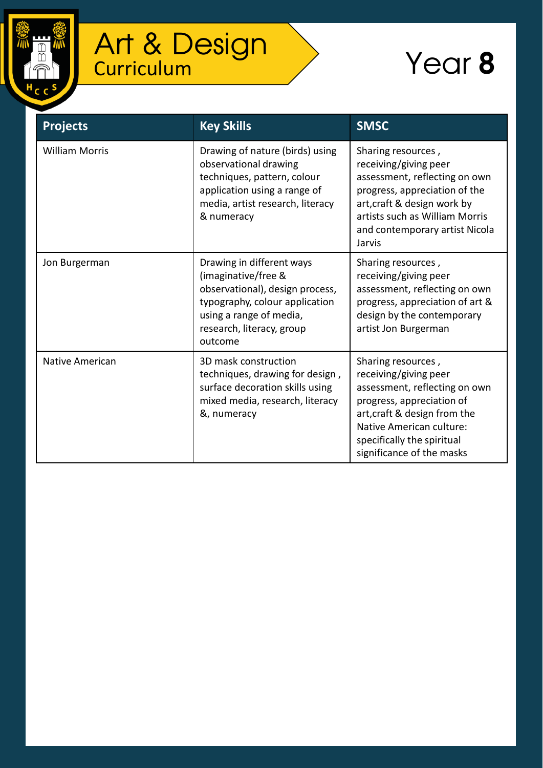# Art & Design Curriculum

## Year 8

| Projects | Key Skills | SMSC |
|---|---|---|
| William Morris | Drawing of nature (birds) using observational drawing techniques, pattern, colour application using a range of media, artist research, literacy & numeracy | Sharing resources , receiving/giving peer assessment, reflecting on own progress, appreciation of the art,craft & design work by artists such as William Morris and contemporary artist Nicola Jarvis |
| Jon Burgerman | Drawing in different ways (imaginative/free & observational), design process, typography, colour application using a range of media, research, literacy, group outcome | Sharing resources , receiving/giving peer assessment, reflecting on own progress, appreciation of art & design by the contemporary artist Jon Burgerman |
| Native American | 3D mask construction techniques, drawing for design , surface decoration skills using mixed media, research, literacy &, numeracy | Sharing resources , receiving/giving peer assessment, reflecting on own progress, appreciation of art,craft & design from the Native American culture: specifically the spiritual significance of the masks |